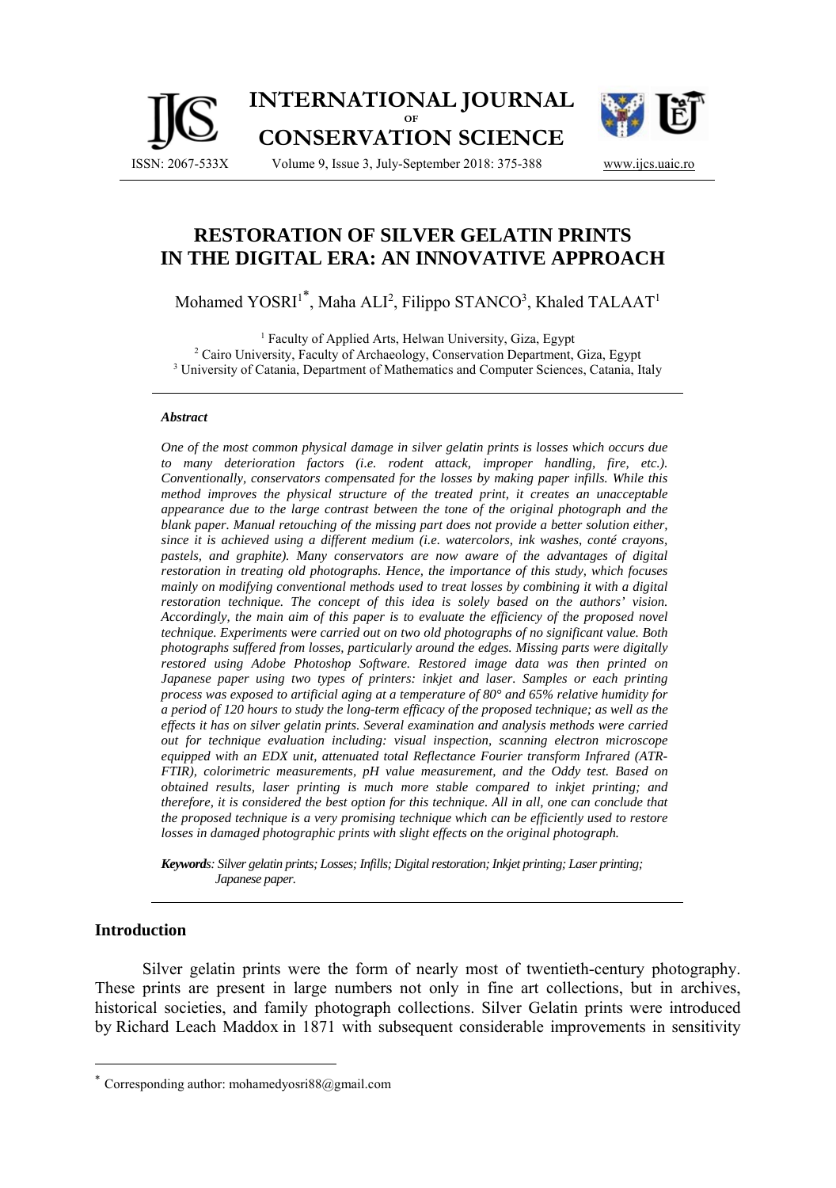# RESTORATION OF SILVER GELATIN PRINTS IN THE DIGITAL ERA: AN INNOVATIVE APPROACH

Mohamed YOSRI[1]*, Maha ALI[2], Filippo STANCO[3], Khaled TALAAT[1]

[1] Faculty of Applied Arts, Helwan University, Giza, Egypt
[2] Cairo University, Faculty of Archaeology, Conservation Department, Giza, Egypt
[3] University of Catania, Department of Mathematics and Computer Sciences, Catania, Italy

### *Abstract*

*One of the most common physical damage in silver gelatin prints is losses which occurs due to many deterioration factors (i.e. rodent attack, improper handling, fire, etc.). Conventionally, conservators compensated for the losses by making paper infills. While this method improves the physical structure of the treated print, it creates an unacceptable appearance due to the large contrast between the tone of the original photograph and the blank paper. Manual retouching of the missing part does not provide a better solution either, since it is achieved using a different medium (i.e. watercolors, ink washes, conté crayons, pastels, and graphite). Many conservators are now aware of the advantages of digital restoration in treating old photographs. Hence, the importance of this study, which focuses mainly on modifying conventional methods used to treat losses by combining it with a digital restoration technique. The concept of this idea is solely based on the authors' vision. Accordingly, the main aim of this paper is to evaluate the efficiency of the proposed novel technique. Experiments were carried out on two old photographs of no significant value. Both photographs suffered from losses, particularly around the edges. Missing parts were digitally restored using Adobe Photoshop Software. Restored image data was then printed on Japanese paper using two types of printers: inkjet and laser. Samples or each printing process was exposed to artificial aging at a temperature of 80° and 65% relative humidity for a period of 120 hours to study the long-term efficacy of the proposed technique; as well as the effects it has on silver gelatin prints. Several examination and analysis methods were carried out for technique evaluation including: visual inspection, scanning electron microscope equipped with an EDX unit, attenuated total Reflectance Fourier transform Infrared (ATR-FTIR), colorimetric measurements, pH value measurement, and the Oddy test. Based on obtained results, laser printing is much more stable compared to inkjet printing; and therefore, it is considered the best option for this technique. All in all, one can conclude that the proposed technique is a very promising technique which can be efficiently used to restore losses in damaged photographic prints with slight effects on the original photograph.*

***Keywords****: Silver gelatin prints; Losses; Infills; Digital restoration; Inkjet printing; Laser printing; Japanese paper.*

## Introduction

Silver gelatin prints were the form of nearly most of twentieth-century photography. These prints are present in large numbers not only in fine art collections, but in archives, historical societies, and family photograph collections. Silver Gelatin prints were introduced by Richard Leach Maddox in 1871 with subsequent considerable improvements in sensitivity

---

* Corresponding author: mohamedyosri88@gmail.com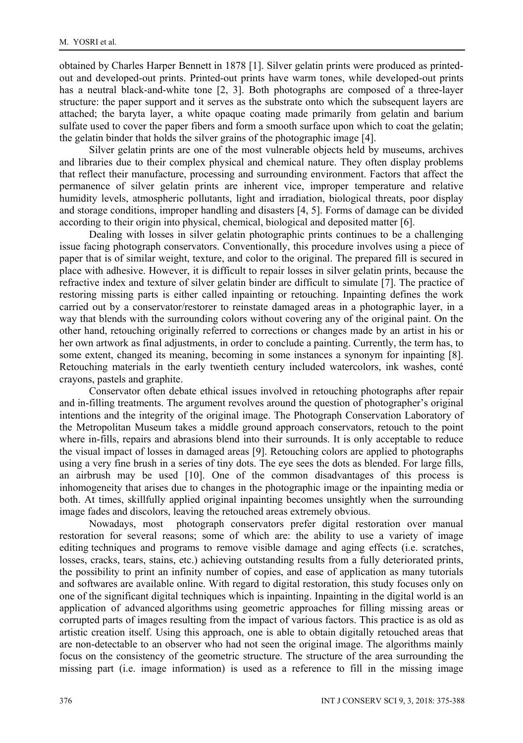obtained by Charles Harper Bennett in 1878 [1]. Silver gelatin prints were produced as printed-out and developed-out prints. Printed-out prints have warm tones, while developed-out prints has a neutral black-and-white tone [2, 3]. Both photographs are composed of a three-layer structure: the paper support and it serves as the substrate onto which the subsequent layers are attached; the baryta layer, a white opaque coating made primarily from gelatin and barium sulfate used to cover the paper fibers and form a smooth surface upon which to coat the gelatin; the gelatin binder that holds the silver grains of the photographic image [4].

Silver gelatin prints are one of the most vulnerable objects held by museums, archives and libraries due to their complex physical and chemical nature. They often display problems that reflect their manufacture, processing and surrounding environment. Factors that affect the permanence of silver gelatin prints are inherent vice, improper temperature and relative humidity levels, atmospheric pollutants, light and irradiation, biological threats, poor display and storage conditions, improper handling and disasters [4, 5]. Forms of damage can be divided according to their origin into physical, chemical, biological and deposited matter [6].

Dealing with losses in silver gelatin photographic prints continues to be a challenging issue facing photograph conservators. Conventionally, this procedure involves using a piece of paper that is of similar weight, texture, and color to the original. The prepared fill is secured in place with adhesive. However, it is difficult to repair losses in silver gelatin prints, because the refractive index and texture of silver gelatin binder are difficult to simulate [7]. The practice of restoring missing parts is either called inpainting or retouching. Inpainting defines the work carried out by a conservator/restorer to reinstate damaged areas in a photographic layer, in a way that blends with the surrounding colors without covering any of the original paint. On the other hand, retouching originally referred to corrections or changes made by an artist in his or her own artwork as final adjustments, in order to conclude a painting. Currently, the term has, to some extent, changed its meaning, becoming in some instances a synonym for inpainting [8]. Retouching materials in the early twentieth century included watercolors, ink washes, conté crayons, pastels and graphite.

Conservator often debate ethical issues involved in retouching photographs after repair and in-filling treatments. The argument revolves around the question of photographer's original intentions and the integrity of the original image. The Photograph Conservation Laboratory of the Metropolitan Museum takes a middle ground approach conservators, retouch to the point where in-fills, repairs and abrasions blend into their surrounds. It is only acceptable to reduce the visual impact of losses in damaged areas [9]. Retouching colors are applied to photographs using a very fine brush in a series of tiny dots. The eye sees the dots as blended. For large fills, an airbrush may be used [10]. One of the common disadvantages of this process is inhomogeneity that arises due to changes in the photographic image or the inpainting media or both. At times, skillfully applied original inpainting becomes unsightly when the surrounding image fades and discolors, leaving the retouched areas extremely obvious.

Nowadays, most photograph conservators prefer digital restoration over manual restoration for several reasons; some of which are: the ability to use a variety of image editing techniques and programs to remove visible damage and aging effects (i.e. scratches, losses, cracks, tears, stains, etc.) achieving outstanding results from a fully deteriorated prints, the possibility to print an infinity number of copies, and ease of application as many tutorials and softwares are available online. With regard to digital restoration, this study focuses only on one of the significant digital techniques which is inpainting. Inpainting in the digital world is an application of advanced algorithms using geometric approaches for filling missing areas or corrupted parts of images resulting from the impact of various factors. This practice is as old as artistic creation itself. Using this approach, one is able to obtain digitally retouched areas that are non-detectable to an observer who had not seen the original image. The algorithms mainly focus on the consistency of the geometric structure. The structure of the area surrounding the missing part (i.e. image information) is used as a reference to fill in the missing image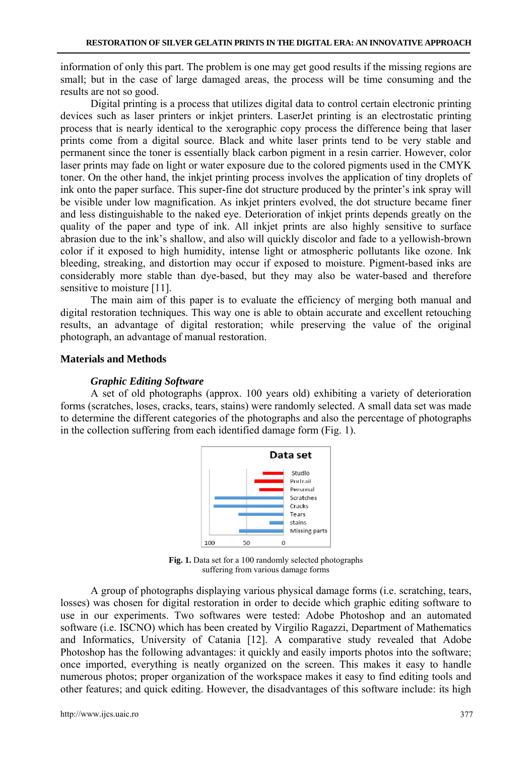information of only this part. The problem is one may get good results if the missing regions are small; but in the case of large damaged areas, the process will be time consuming and the results are not so good.

Digital printing is a process that utilizes digital data to control certain electronic printing devices such as laser printers or inkjet printers. LaserJet printing is an electrostatic printing process that is nearly identical to the xerographic copy process the difference being that laser prints come from a digital source. Black and white laser prints tend to be very stable and permanent since the toner is essentially black carbon pigment in a resin carrier. However, color laser prints may fade on light or water exposure due to the colored pigments used in the CMYK toner. On the other hand, the inkjet printing process involves the application of tiny droplets of ink onto the paper surface. This super-fine dot structure produced by the printer's ink spray will be visible under low magnification. As inkjet printers evolved, the dot structure became finer and less distinguishable to the naked eye. Deterioration of inkjet prints depends greatly on the quality of the paper and type of ink. All inkjet prints are also highly sensitive to surface abrasion due to the ink's shallow, and also will quickly discolor and fade to a yellowish-brown color if it exposed to high humidity, intense light or atmospheric pollutants like ozone. Ink bleeding, streaking, and distortion may occur if exposed to moisture. Pigment-based inks are considerably more stable than dye-based, but they may also be water-based and therefore sensitive to moisture [11].

The main aim of this paper is to evaluate the efficiency of merging both manual and digital restoration techniques. This way one is able to obtain accurate and excellent retouching results, an advantage of digital restoration; while preserving the value of the original photograph, an advantage of manual restoration.

## Materials and Methods

### *Graphic Editing Software*

A set of old photographs (approx. 100 years old) exhibiting a variety of deterioration forms (scratches, loses, cracks, tears, stains) were randomly selected. A small data set was made to determine the different categories of the photographs and also the percentage of photographs in the collection suffering from each identified damage form (Fig. 1).

**Fig. 1.** Data set for a 100 randomly selected photographs suffering from various damage forms

A group of photographs displaying various physical damage forms (i.e. scratching, tears, losses) was chosen for digital restoration in order to decide which graphic editing software to use in our experiments. Two softwares were tested: Adobe Photoshop and an automated software (i.e. ISCNO) which has been created by Virgilio Ragazzi, Department of Mathematics and Informatics, University of Catania [12]. A comparative study revealed that Adobe Photoshop has the following advantages: it quickly and easily imports photos into the software; once imported, everything is neatly organized on the screen. This makes it easy to handle numerous photos; proper organization of the workspace makes it easy to find editing tools and other features; and quick editing. However, the disadvantages of this software include: its high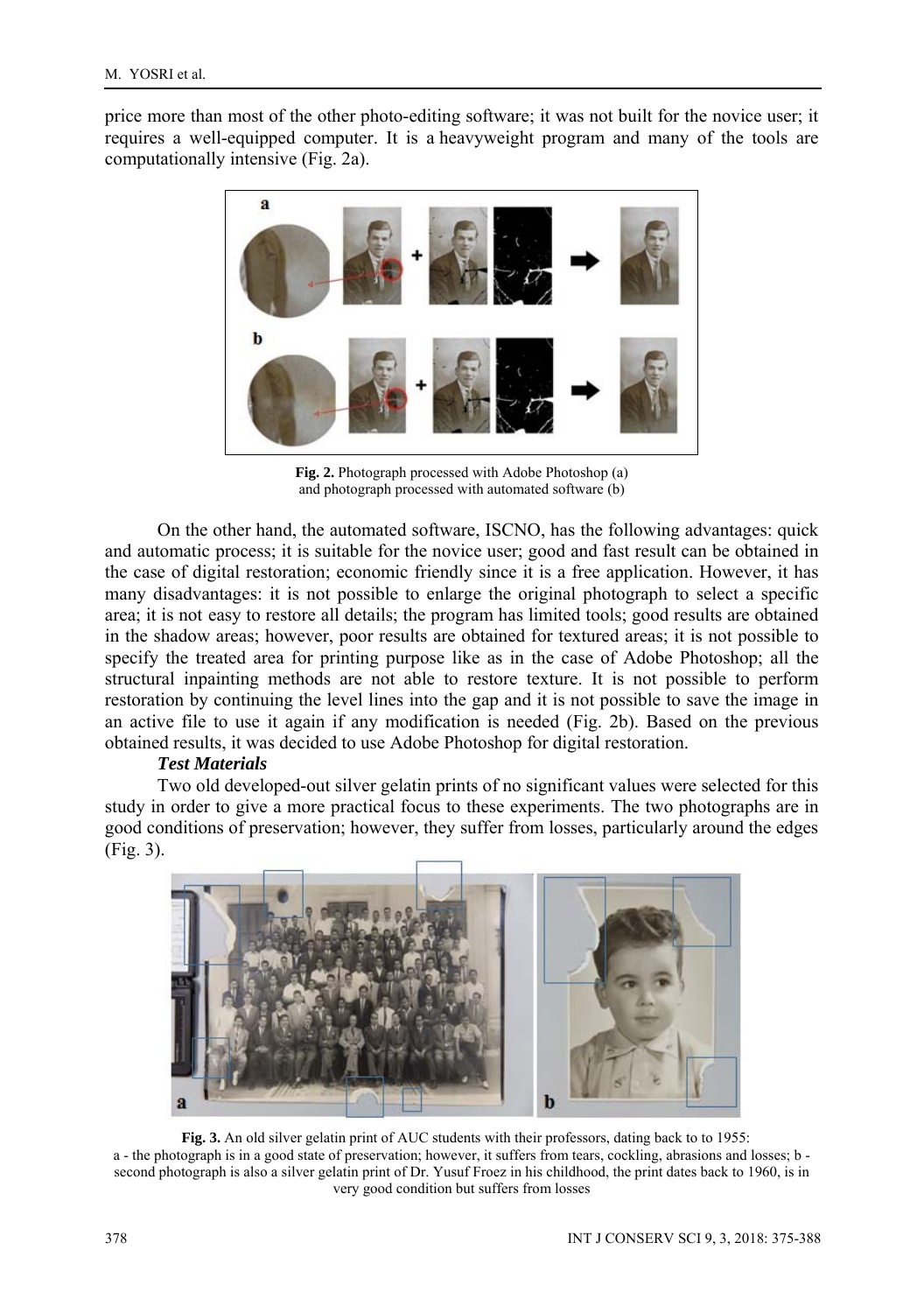price more than most of the other photo-editing software; it was not built for the novice user; it requires a well-equipped computer. It is a heavyweight program and many of the tools are computationally intensive (Fig. 2a).

**Fig. 2.** Photograph processed with Adobe Photoshop (a) and photograph processed with automated software (b)

On the other hand, the automated software, ISCNO, has the following advantages: quick and automatic process; it is suitable for the novice user; good and fast result can be obtained in the case of digital restoration; economic friendly since it is a free application. However, it has many disadvantages: it is not possible to enlarge the original photograph to select a specific area; it is not easy to restore all details; the program has limited tools; good results are obtained in the shadow areas; however, poor results are obtained for textured areas; it is not possible to specify the treated area for printing purpose like as in the case of Adobe Photoshop; all the structural inpainting methods are not able to restore texture. It is not possible to perform restoration by continuing the level lines into the gap and it is not possible to save the image in an active file to use it again if any modification is needed (Fig. 2b). Based on the previous obtained results, it was decided to use Adobe Photoshop for digital restoration.

***Test Materials***

Two old developed-out silver gelatin prints of no significant values were selected for this study in order to give a more practical focus to these experiments. The two photographs are in good conditions of preservation; however, they suffer from losses, particularly around the edges (Fig. 3).

**Fig. 3.** An old silver gelatin print of AUC students with their professors, dating back to to 1955: a - the photograph is in a good state of preservation; however, it suffers from tears, cockling, abrasions and losses; b - second photograph is also a silver gelatin print of Dr. Yusuf Froez in his childhood, the print dates back to 1960, is in very good condition but suffers from losses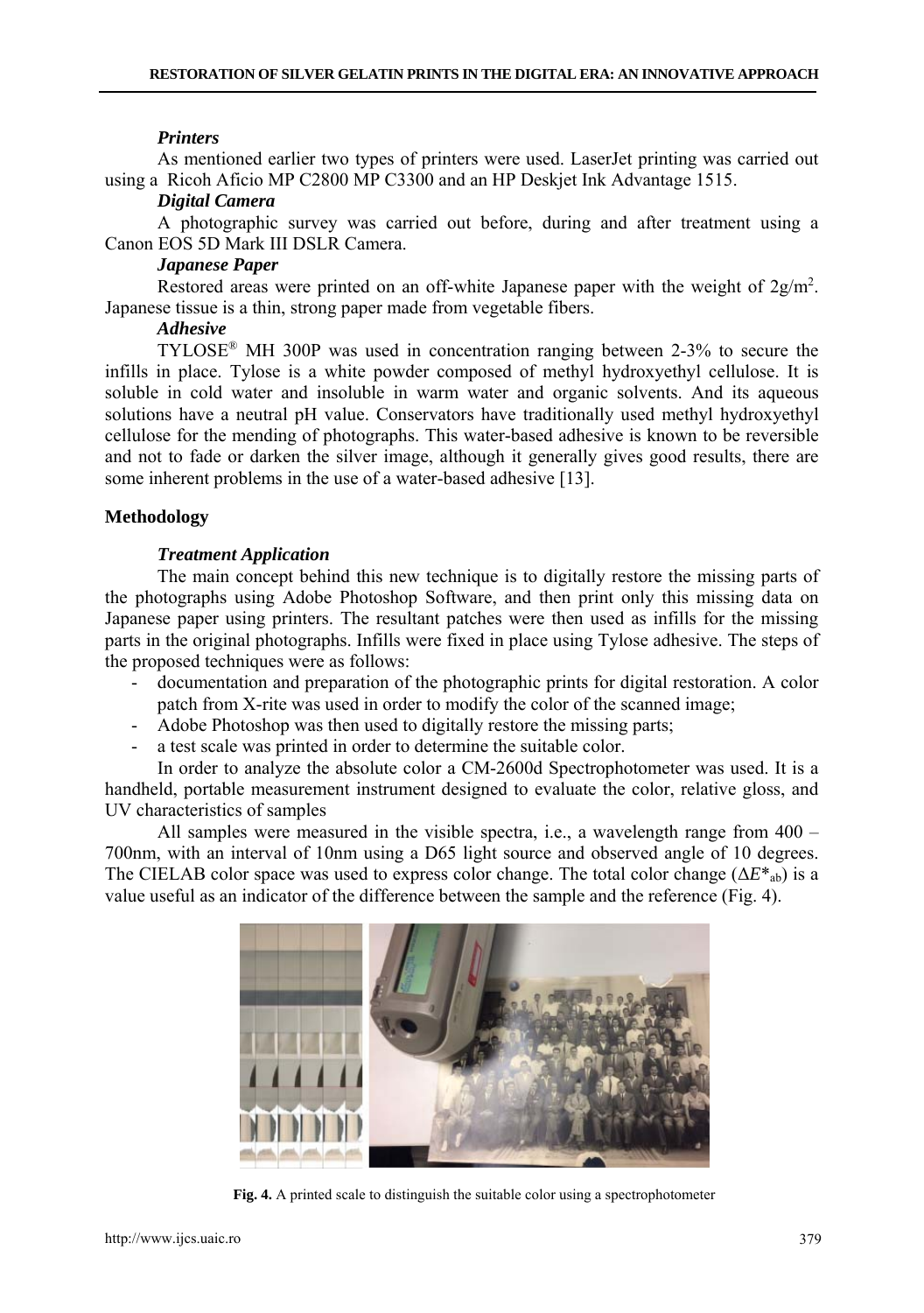### *Printers*

As mentioned earlier two types of printers were used. LaserJet printing was carried out using a Ricoh Aficio MP C2800 MP C3300 and an HP Deskjet Ink Advantage 1515.

### *Digital Camera*

A photographic survey was carried out before, during and after treatment using a Canon EOS 5D Mark III DSLR Camera.

### *Japanese Paper*

Restored areas were printed on an off-white Japanese paper with the weight of $2g/m^2$. Japanese tissue is a thin, strong paper made from vegetable fibers.

### *Adhesive*

TYLOSE® MH 300P was used in concentration ranging between 2-3% to secure the infills in place. Tylose is a white powder composed of methyl hydroxyethyl cellulose. It is soluble in cold water and insoluble in warm water and organic solvents. And its aqueous solutions have a neutral pH value. Conservators have traditionally used methyl hydroxyethyl cellulose for the mending of photographs. This water-based adhesive is known to be reversible and not to fade or darken the silver image, although it generally gives good results, there are some inherent problems in the use of a water-based adhesive [13].

## Methodology

### *Treatment Application*

The main concept behind this new technique is to digitally restore the missing parts of the photographs using Adobe Photoshop Software, and then print only this missing data on Japanese paper using printers. The resultant patches were then used as infills for the missing parts in the original photographs. Infills were fixed in place using Tylose adhesive. The steps of the proposed techniques were as follows:

- documentation and preparation of the photographic prints for digital restoration. A color patch from X-rite was used in order to modify the color of the scanned image;
- Adobe Photoshop was then used to digitally restore the missing parts;
- a test scale was printed in order to determine the suitable color.

In order to analyze the absolute color a CM-2600d Spectrophotometer was used. It is a handheld, portable measurement instrument designed to evaluate the color, relative gloss, and UV characteristics of samples

All samples were measured in the visible spectra, i.e., a wavelength range from 400 – 700nm, with an interval of 10nm using a D65 light source and observed angle of 10 degrees. The CIELAB color space was used to express color change. The total color change ($\Delta E^*_{ab}$) is a value useful as an indicator of the difference between the sample and the reference (Fig. 4).

**Fig. 4.** A printed scale to distinguish the suitable color using a spectrophotometer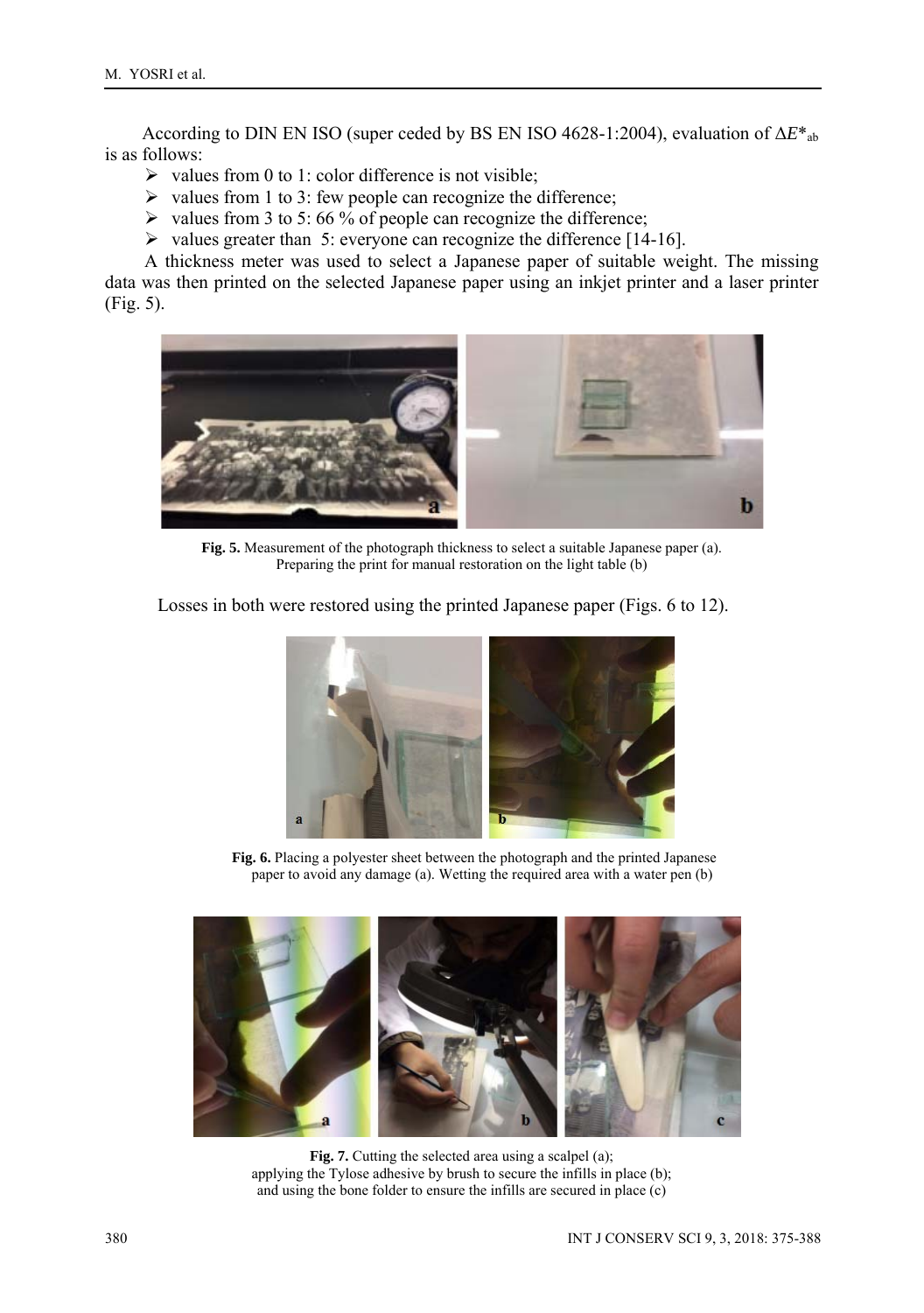According to DIN EN ISO (super ceded by BS EN ISO 4628-1:2004), evaluation of $\Delta E^*_{ab}$ is as follows:

- values from 0 to 1: color difference is not visible;
- values from 1 to 3: few people can recognize the difference;
- values from 3 to 5: 66 % of people can recognize the difference;
- values greater than 5: everyone can recognize the difference [14-16].

A thickness meter was used to select a Japanese paper of suitable weight. The missing data was then printed on the selected Japanese paper using an inkjet printer and a laser printer (Fig. 5).

**Fig. 5.** Measurement of the photograph thickness to select a suitable Japanese paper (a). Preparing the print for manual restoration on the light table (b)

Losses in both were restored using the printed Japanese paper (Figs. 6 to 12).

**Fig. 6.** Placing a polyester sheet between the photograph and the printed Japanese paper to avoid any damage (a). Wetting the required area with a water pen (b)

**Fig. 7.** Cutting the selected area using a scalpel (a); applying the Tylose adhesive by brush to secure the infills in place (b); and using the bone folder to ensure the infills are secured in place (c)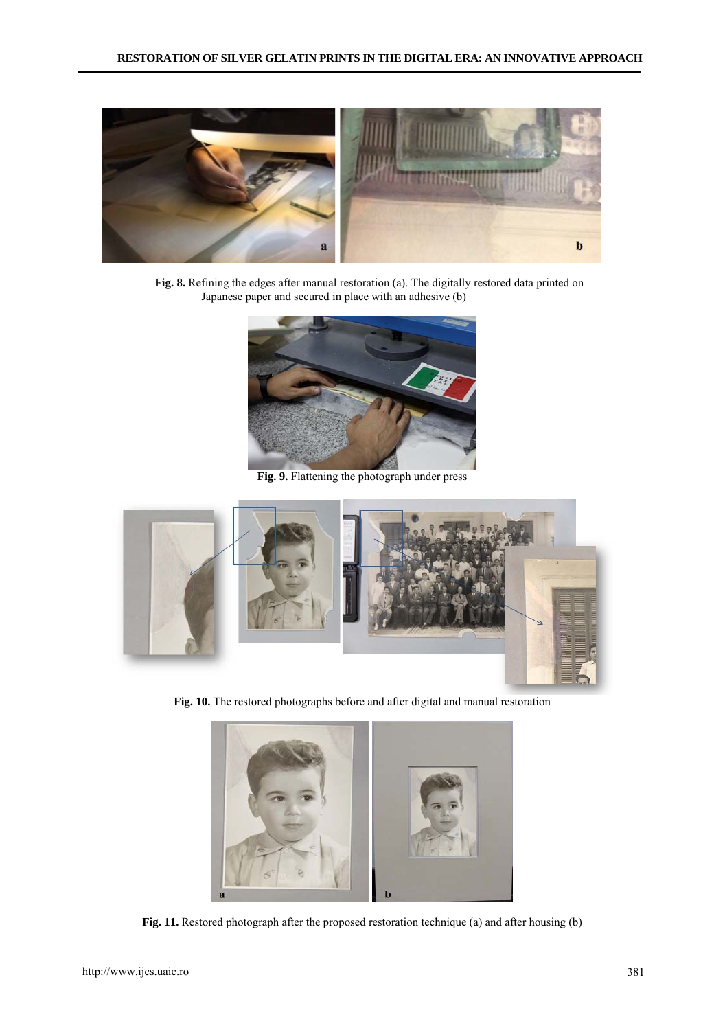**Fig. 8.** Refining the edges after manual restoration (a). The digitally restored data printed on Japanese paper and secured in place with an adhesive (b)

**Fig. 9.** Flattening the photograph under press

**Fig. 10.** The restored photographs before and after digital and manual restoration

**Fig. 11.** Restored photograph after the proposed restoration technique (a) and after housing (b)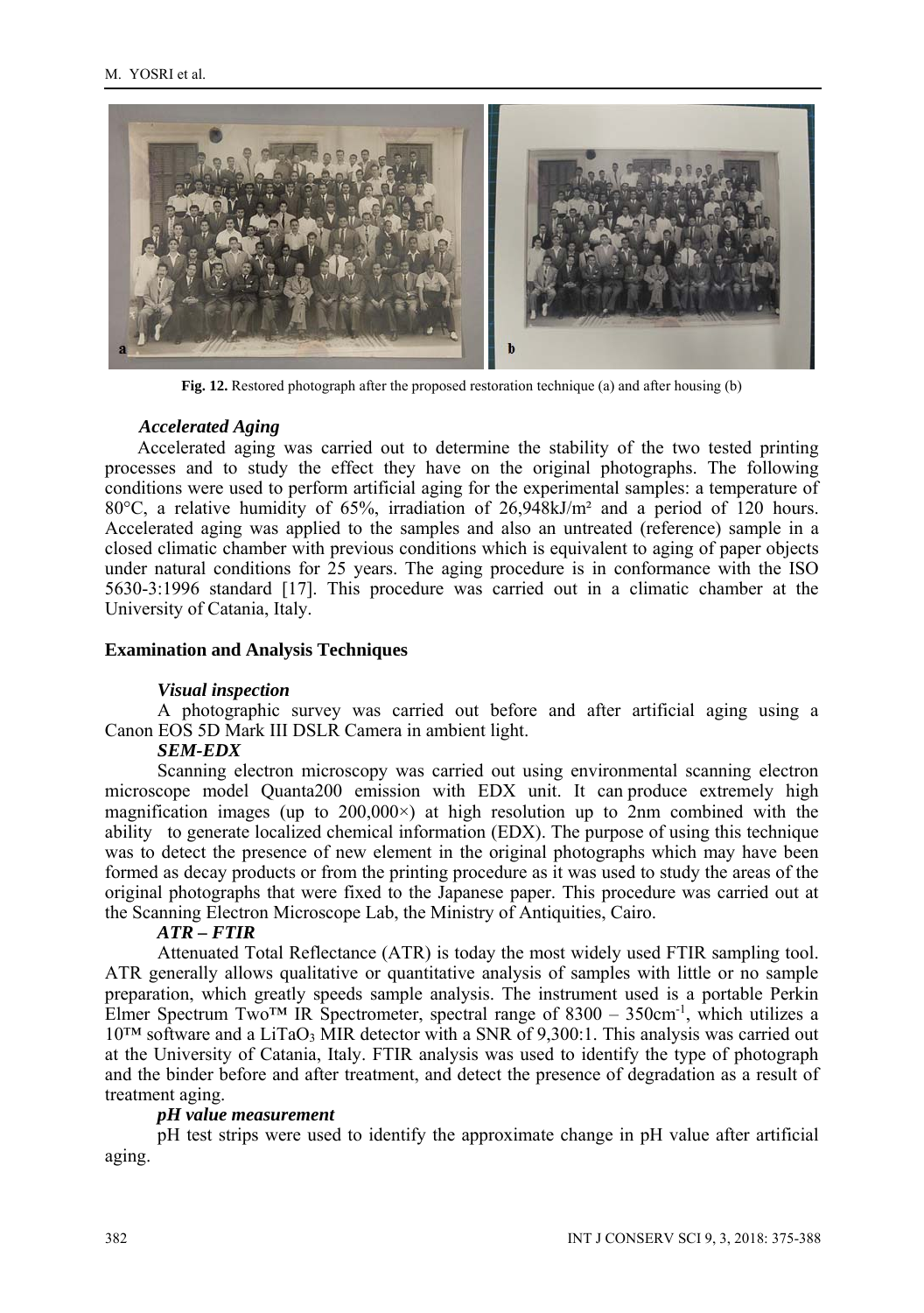**Fig. 12.** Restored photograph after the proposed restoration technique (a) and after housing (b)

### *Accelerated Aging*

Accelerated aging was carried out to determine the stability of the two tested printing processes and to study the effect they have on the original photographs. The following conditions were used to perform artificial aging for the experimental samples: a temperature of 80°C, a relative humidity of 65%, irradiation of 26,948kJ/m² and a period of 120 hours. Accelerated aging was applied to the samples and also an untreated (reference) sample in a closed climatic chamber with previous conditions which is equivalent to aging of paper objects under natural conditions for 25 years. The aging procedure is in conformance with the ISO 5630-3:1996 standard [17]. This procedure was carried out in a climatic chamber at the University of Catania, Italy.

## Examination and Analysis Techniques

### *Visual inspection*

A photographic survey was carried out before and after artificial aging using a Canon EOS 5D Mark III DSLR Camera in ambient light.

### *SEM-EDX*

Scanning electron microscopy was carried out using environmental scanning electron microscope model Quanta200 emission with EDX unit. It can produce extremely high magnification images (up to 200,000×) at high resolution up to 2nm combined with the ability to generate localized chemical information (EDX). The purpose of using this technique was to detect the presence of new element in the original photographs which may have been formed as decay products or from the printing procedure as it was used to study the areas of the original photographs that were fixed to the Japanese paper. This procedure was carried out at the Scanning Electron Microscope Lab, the Ministry of Antiquities, Cairo.

### *ATR – FTIR*

Attenuated Total Reflectance (ATR) is today the most widely used FTIR sampling tool. ATR generally allows qualitative or quantitative analysis of samples with little or no sample preparation, which greatly speeds sample analysis. The instrument used is a portable Perkin Elmer Spectrum Two™ IR Spectrometer, spectral range of 8300 – 350cm$^{-1}$, which utilizes a 10™ software and a $LiTaO_3$ MIR detector with a SNR of 9,300:1. This analysis was carried out at the University of Catania, Italy. FTIR analysis was used to identify the type of photograph and the binder before and after treatment, and detect the presence of degradation as a result of treatment aging.

### *pH value measurement*

pH test strips were used to identify the approximate change in pH value after artificial aging.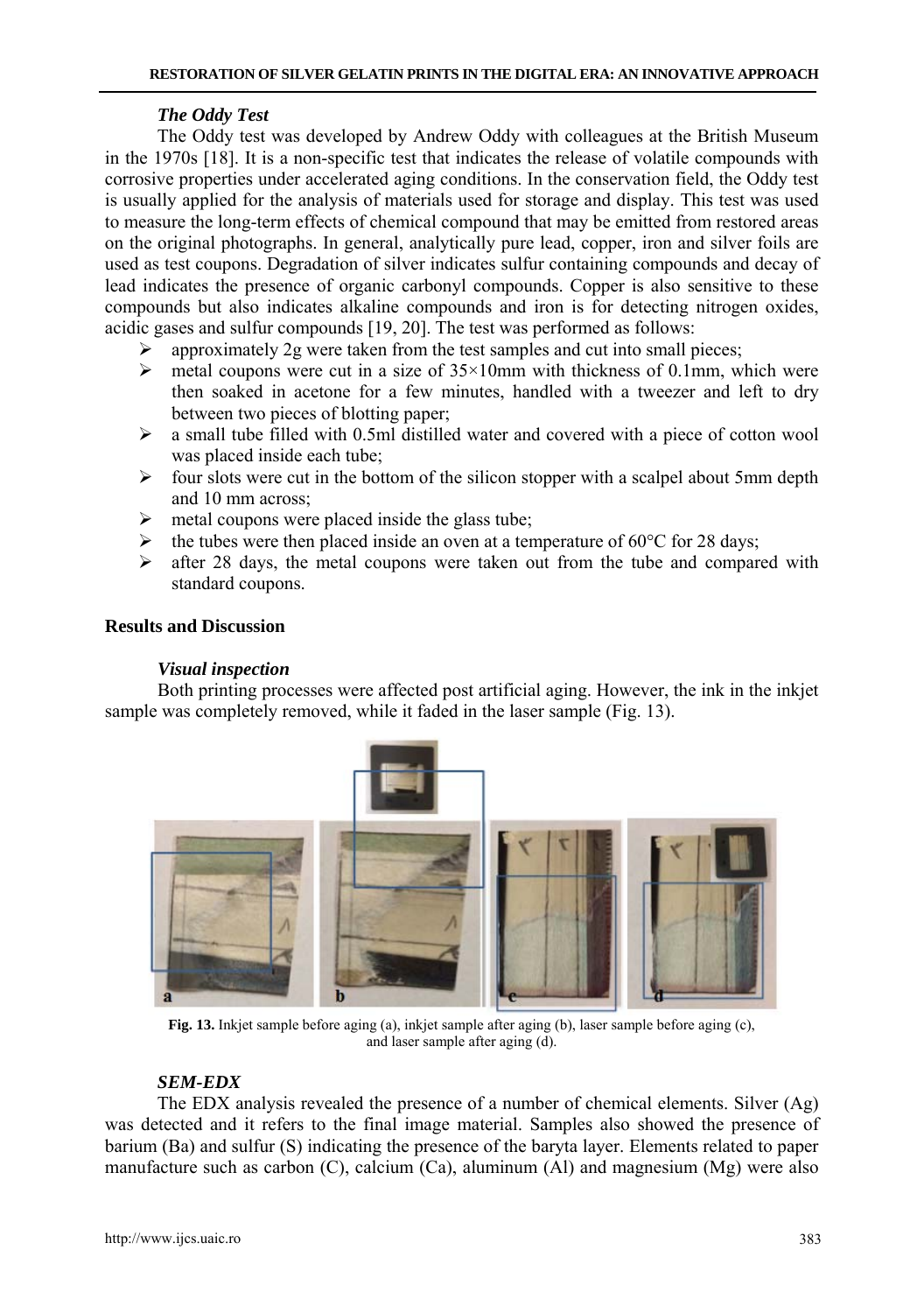### *The Oddy Test*

The Oddy test was developed by Andrew Oddy with colleagues at the British Museum in the 1970s [18]. It is a non-specific test that indicates the release of volatile compounds with corrosive properties under accelerated aging conditions. In the conservation field, the Oddy test is usually applied for the analysis of materials used for storage and display. This test was used to measure the long-term effects of chemical compound that may be emitted from restored areas on the original photographs. In general, analytically pure lead, copper, iron and silver foils are used as test coupons. Degradation of silver indicates sulfur containing compounds and decay of lead indicates the presence of organic carbonyl compounds. Copper is also sensitive to these compounds but also indicates alkaline compounds and iron is for detecting nitrogen oxides, acidic gases and sulfur compounds [19, 20]. The test was performed as follows:

- approximately 2g were taken from the test samples and cut into small pieces;
- metal coupons were cut in a size of 35×10mm with thickness of 0.1mm, which were then soaked in acetone for a few minutes, handled with a tweezer and left to dry between two pieces of blotting paper;
- a small tube filled with 0.5ml distilled water and covered with a piece of cotton wool was placed inside each tube;
- four slots were cut in the bottom of the silicon stopper with a scalpel about 5mm depth and 10 mm across;
- metal coupons were placed inside the glass tube;
- the tubes were then placed inside an oven at a temperature of 60°C for 28 days;
- after 28 days, the metal coupons were taken out from the tube and compared with standard coupons.

## Results and Discussion

### *Visual inspection*

Both printing processes were affected post artificial aging. However, the ink in the inkjet sample was completely removed, while it faded in the laser sample (Fig. 13).

**Fig. 13.** Inkjet sample before aging (a), inkjet sample after aging (b), laser sample before aging (c), and laser sample after aging (d).

### *SEM-EDX*

The EDX analysis revealed the presence of a number of chemical elements. Silver (Ag) was detected and it refers to the final image material. Samples also showed the presence of barium (Ba) and sulfur (S) indicating the presence of the baryta layer. Elements related to paper manufacture such as carbon (C), calcium (Ca), aluminum (Al) and magnesium (Mg) were also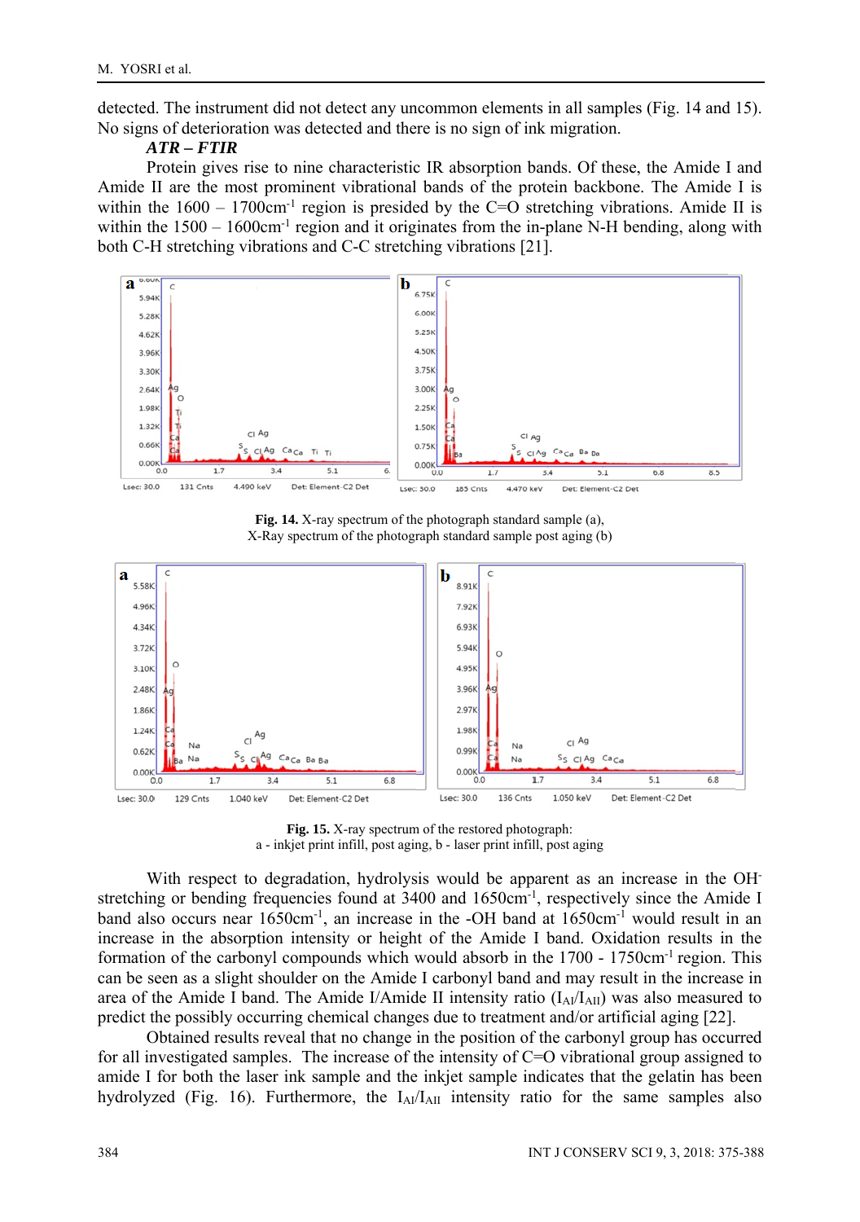detected. The instrument did not detect any uncommon elements in all samples (Fig. 14 and 15). No signs of deterioration was detected and there is no sign of ink migration.

***ATR – FTIR***

Protein gives rise to nine characteristic IR absorption bands. Of these, the Amide I and Amide II are the most prominent vibrational bands of the protein backbone. The Amide I is within the 1600 – 1700cm$^{-1}$ region is presided by the C=O stretching vibrations. Amide II is within the 1500 – 1600cm$^{-1}$ region and it originates from the in-plane N-H bending, along with both C-H stretching vibrations and C-C stretching vibrations [21].

**Fig. 14.** X-ray spectrum of the photograph standard sample (a), X-Ray spectrum of the photograph standard sample post aging (b)

**Fig. 15.** X-ray spectrum of the restored photograph: a - inkjet print infill, post aging, b - laser print infill, post aging

With respect to degradation, hydrolysis would be apparent as an increase in the $OH^-$ stretching or bending frequencies found at 3400 and 1650cm$^{-1}$, respectively since the Amide I band also occurs near 1650cm$^{-1}$, an increase in the -OH band at 1650cm$^{-1}$ would result in an increase in the absorption intensity or height of the Amide I band. Oxidation results in the formation of the carbonyl compounds which would absorb in the 1700 - 1750cm$^{-1}$ region. This can be seen as a slight shoulder on the Amide I carbonyl band and may result in the increase in area of the Amide I band. The Amide I/Amide II intensity ratio ($I_{AI}/I_{AII}$) was also measured to predict the possibly occurring chemical changes due to treatment and/or artificial aging [22].

Obtained results reveal that no change in the position of the carbonyl group has occurred for all investigated samples. The increase of the intensity of C=O vibrational group assigned to amide I for both the laser ink sample and the inkjet sample indicates that the gelatin has been hydrolyzed (Fig. 16). Furthermore, the $I_{AI}/I_{AII}$ intensity ratio for the same samples also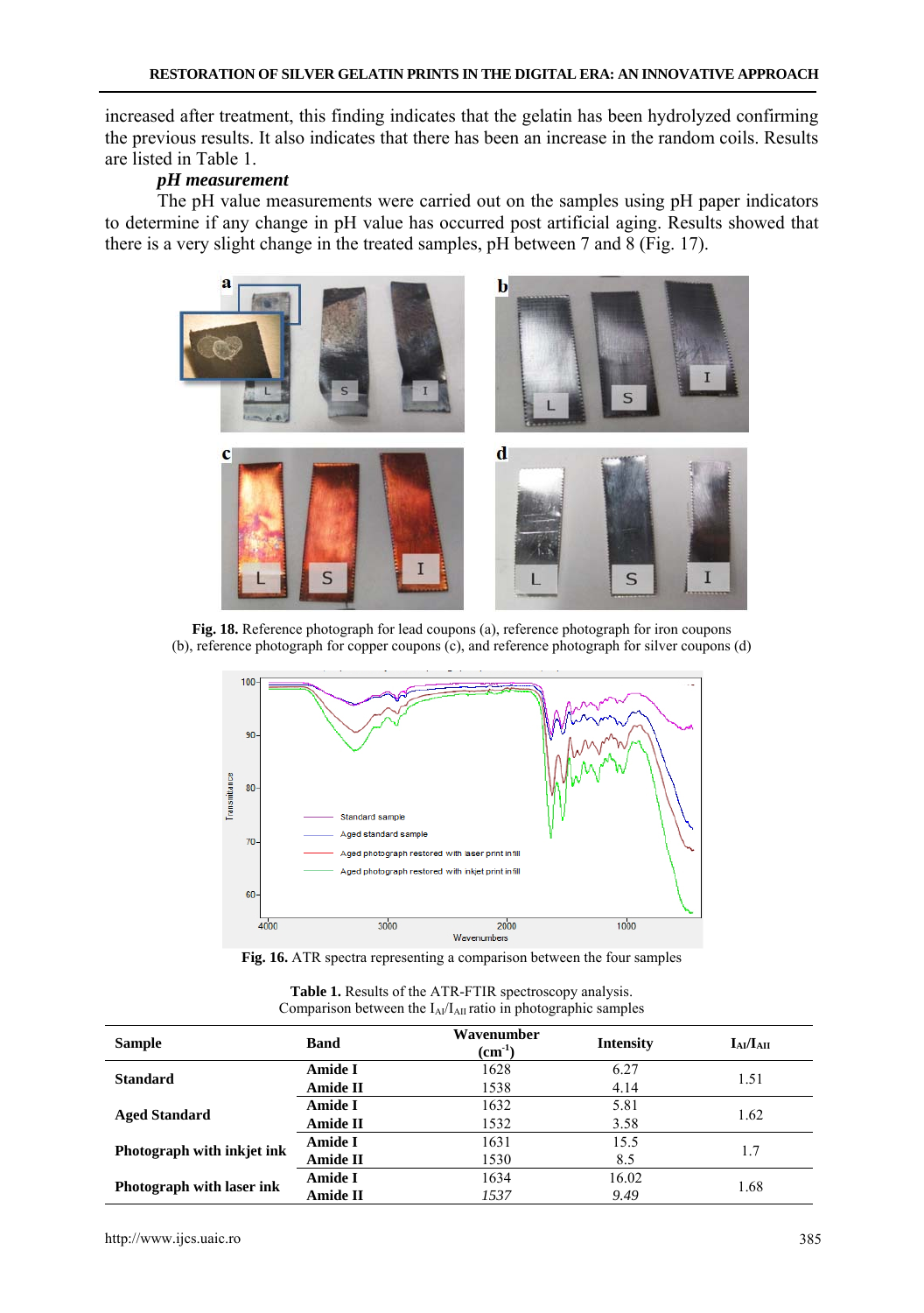increased after treatment, this finding indicates that the gelatin has been hydrolyzed confirming the previous results. It also indicates that there has been an increase in the random coils. Results are listed in Table 1.

***pH measurement***

The pH value measurements were carried out on the samples using pH paper indicators to determine if any change in pH value has occurred post artificial aging. Results showed that there is a very slight change in the treated samples, pH between 7 and 8 (Fig. 17).

**Fig. 18.** Reference photograph for lead coupons (a), reference photograph for iron coupons (b), reference photograph for copper coupons (c), and reference photograph for silver coupons (d)

**Fig. 16.** ATR spectra representing a comparison between the four samples

**Table 1.** Results of the ATR-FTIR spectroscopy analysis.
Comparison between the $I_{AI}/I_{AII}$ ratio in photographic samples

| Sample | Band | Wavenumber ($cm^{-1}$) | Intensity | $I_{AI}/I_{AII}$ |
|---|---|---|---|---|
| **Standard** | **Amide I** | 1628 | 6.27 | 1.51 |
| | **Amide II** | 1538 | 4.14 | |
| **Aged Standard** | **Amide I** | 1632 | 5.81 | 1.62 |
| | **Amide II** | 1532 | 3.58 | |
| **Photograph with inkjet ink** | **Amide I** | 1631 | 15.5 | 1.7 |
| | **Amide II** | 1530 | 8.5 | |
| **Photograph with laser ink** | **Amide I** | 1634 | 16.02 | 1.68 |
| | **Amide II** | *1537* | *9.49* | |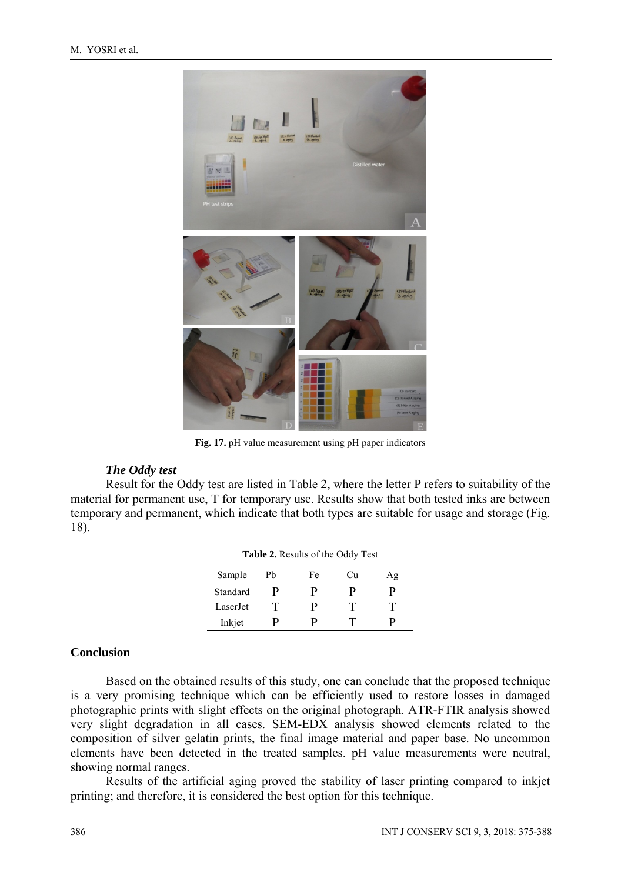**Fig. 17.** pH value measurement using pH paper indicators

### *The Oddy test*

Result for the Oddy test are listed in Table 2, where the letter P refers to suitability of the material for permanent use, T for temporary use. Results show that both tested inks are between temporary and permanent, which indicate that both types are suitable for usage and storage (Fig. 18).

**Table 2.** Results of the Oddy Test

| Sample | Pb | Fe | Cu | Ag |
|---|---|---|---|---|
| Standard | P | P | P | P |
| LaserJet | T | P | T | T |
| Inkjet | P | P | T | P |

## Conclusion

Based on the obtained results of this study, one can conclude that the proposed technique is a very promising technique which can be efficiently used to restore losses in damaged photographic prints with slight effects on the original photograph. ATR-FTIR analysis showed very slight degradation in all cases. SEM-EDX analysis showed elements related to the composition of silver gelatin prints, the final image material and paper base. No uncommon elements have been detected in the treated samples. pH value measurements were neutral, showing normal ranges.

Results of the artificial aging proved the stability of laser printing compared to inkjet printing; and therefore, it is considered the best option for this technique.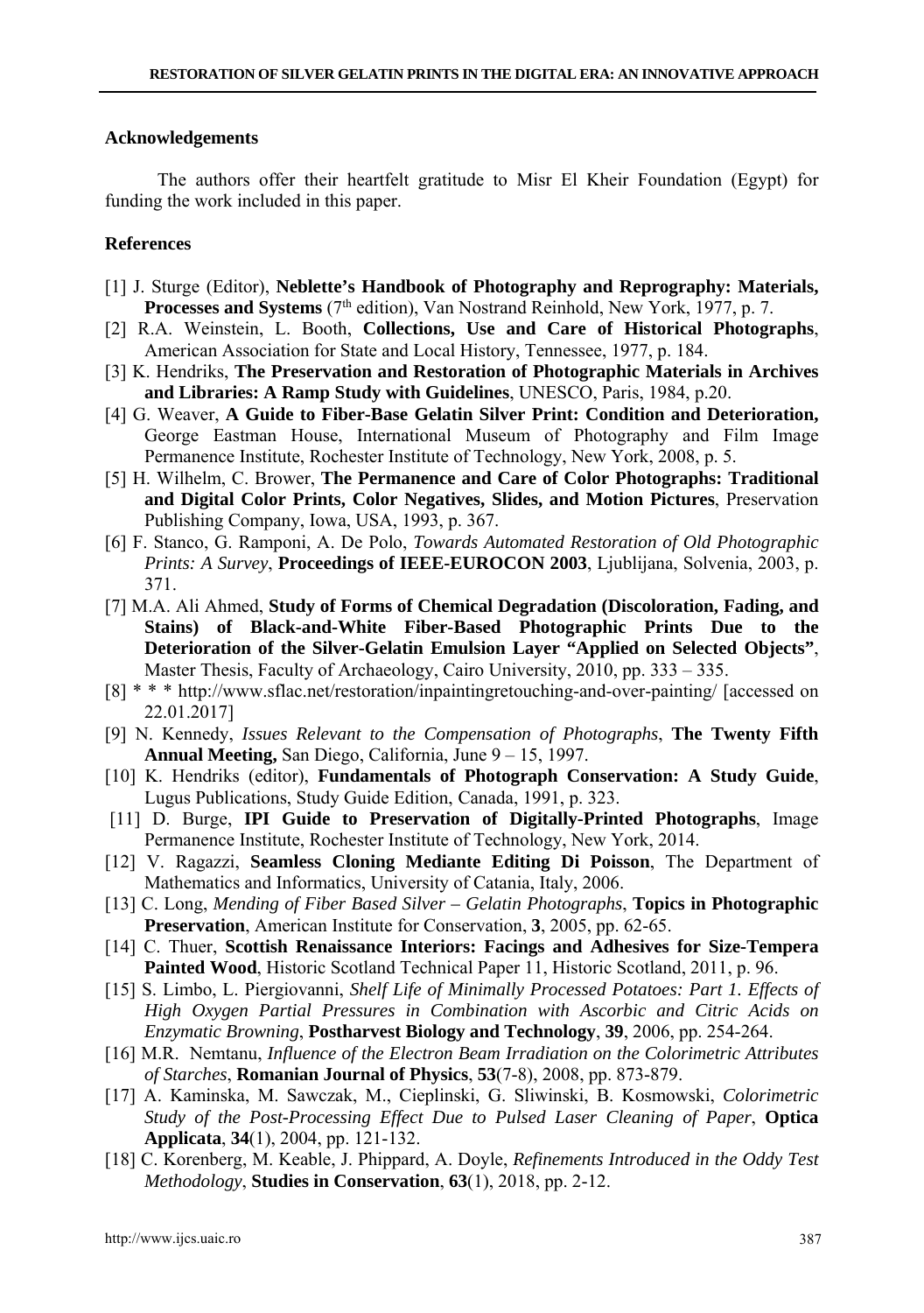## Acknowledgements

The authors offer their heartfelt gratitude to Misr El Kheir Foundation (Egypt) for funding the work included in this paper.

## References

[1] J. Sturge (Editor), **Neblette's Handbook of Photography and Reprography: Materials, Processes and Systems** (7th edition), Van Nostrand Reinhold, New York, 1977, p. 7.

[2] R.A. Weinstein, L. Booth, **Collections, Use and Care of Historical Photographs**, American Association for State and Local History, Tennessee, 1977, p. 184.

[3] K. Hendriks, **The Preservation and Restoration of Photographic Materials in Archives and Libraries: A Ramp Study with Guidelines**, UNESCO, Paris, 1984, p.20.

[4] G. Weaver, **A Guide to Fiber-Base Gelatin Silver Print: Condition and Deterioration,** George Eastman House, International Museum of Photography and Film Image Permanence Institute, Rochester Institute of Technology, New York, 2008, p. 5.

[5] H. Wilhelm, C. Brower, **The Permanence and Care of Color Photographs: Traditional and Digital Color Prints, Color Negatives, Slides, and Motion Pictures**, Preservation Publishing Company, Iowa, USA, 1993, p. 367.

[6] F. Stanco, G. Ramponi, A. De Polo, *Towards Automated Restoration of Old Photographic Prints: A Survey*, **Proceedings of IEEE-EUROCON 2003**, Ljublijana, Solvenia, 2003, p. 371.

[7] M.A. Ali Ahmed, **Study of Forms of Chemical Degradation (Discoloration, Fading, and Stains) of Black-and-White Fiber-Based Photographic Prints Due to the Deterioration of the Silver-Gelatin Emulsion Layer "Applied on Selected Objects"**, Master Thesis, Faculty of Archaeology, Cairo University, 2010, pp. 333 – 335.

[8] * * * http://www.sflac.net/restoration/inpaintingretouching-and-over-painting/ [accessed on 22.01.2017]

[9] N. Kennedy, *Issues Relevant to the Compensation of Photographs*, **The Twenty Fifth Annual Meeting,** San Diego, California, June 9 – 15, 1997.

[10] K. Hendriks (editor), **Fundamentals of Photograph Conservation: A Study Guide**, Lugus Publications, Study Guide Edition, Canada, 1991, p. 323.

[11] D. Burge, **IPI Guide to Preservation of Digitally-Printed Photographs**, Image Permanence Institute, Rochester Institute of Technology, New York, 2014.

[12] V. Ragazzi, **Seamless Cloning Mediante Editing Di Poisson**, The Department of Mathematics and Informatics, University of Catania, Italy, 2006.

[13] C. Long, *Mending of Fiber Based Silver – Gelatin Photographs*, **Topics in Photographic Preservation**, American Institute for Conservation, **3**, 2005, pp. 62-65.

[14] C. Thuer, **Scottish Renaissance Interiors: Facings and Adhesives for Size-Tempera Painted Wood**, Historic Scotland Technical Paper 11, Historic Scotland, 2011, p. 96.

[15] S. Limbo, L. Piergiovanni, *Shelf Life of Minimally Processed Potatoes: Part 1. Effects of High Oxygen Partial Pressures in Combination with Ascorbic and Citric Acids on Enzymatic Browning*, **Postharvest Biology and Technology**, **39**, 2006, pp. 254-264.

[16] M.R. Nemtanu, *Influence of the Electron Beam Irradiation on the Colorimetric Attributes of Starches*, **Romanian Journal of Physics**, **53**(7-8), 2008, pp. 873-879.

[17] A. Kaminska, M. Sawczak, M., Cieplinski, G. Sliwinski, B. Kosmowski, *Colorimetric Study of the Post-Processing Effect Due to Pulsed Laser Cleaning of Paper*, **Optica Applicata**, **34**(1), 2004, pp. 121-132.

[18] C. Korenberg, M. Keable, J. Phippard, A. Doyle, *Refinements Introduced in the Oddy Test Methodology*, **Studies in Conservation**, **63**(1), 2018, pp. 2-12.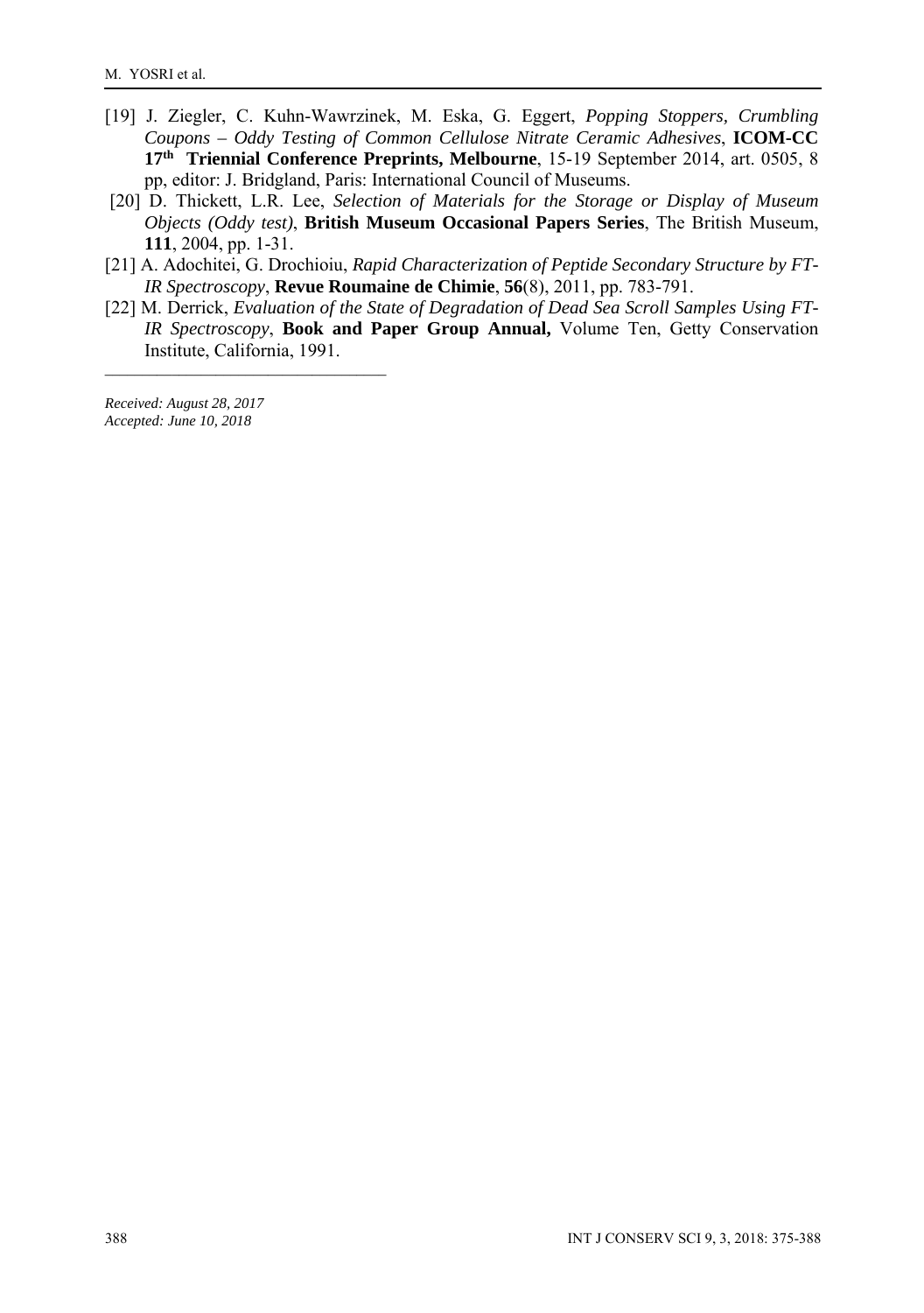[19] J. Ziegler, C. Kuhn-Wawrzinek, M. Eska, G. Eggert, *Popping Stoppers, Crumbling Coupons – Oddy Testing of Common Cellulose Nitrate Ceramic Adhesives*, **ICOM-CC 17th Triennial Conference Preprints, Melbourne**, 15-19 September 2014, art. 0505, 8 pp, editor: J. Bridgland, Paris: International Council of Museums.

[20] D. Thickett, L.R. Lee, *Selection of Materials for the Storage or Display of Museum Objects (Oddy test)*, **British Museum Occasional Papers Series**, The British Museum, **111**, 2004, pp. 1-31.

[21] A. Adochitei, G. Drochioiu, *Rapid Characterization of Peptide Secondary Structure by FT-IR Spectroscopy*, **Revue Roumaine de Chimie**, **56**(8), 2011, pp. 783-791.

[22] M. Derrick, *Evaluation of the State of Degradation of Dead Sea Scroll Samples Using FT-IR Spectroscopy*, **Book and Paper Group Annual,** Volume Ten, Getty Conservation Institute, California, 1991.

---

*Received: August 28, 2017*
*Accepted: June 10, 2018*